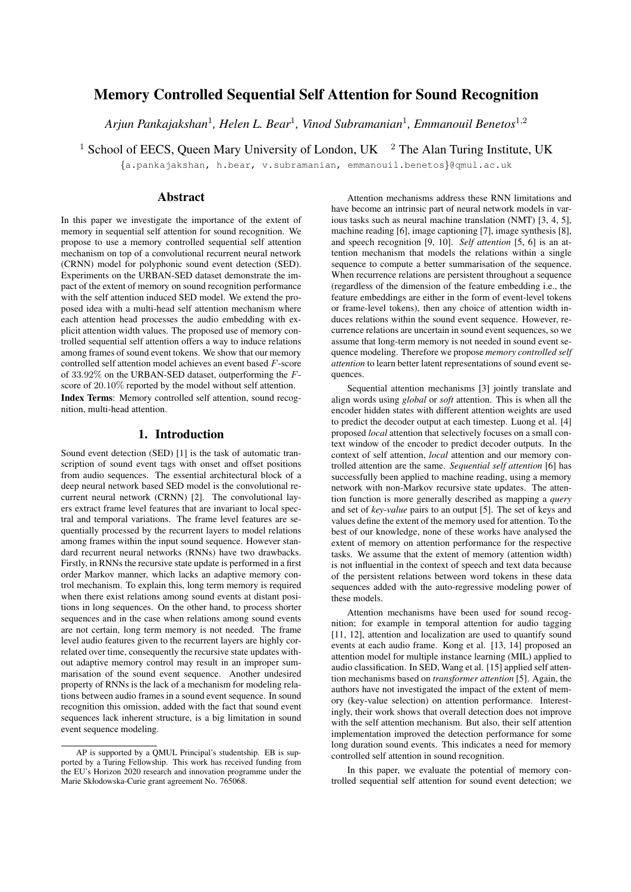# Memory Controlled Sequential Self Attention for Sound Recognition

*Arjun Pankajakshan*[1], *Helen L. Bear*[1], *Vinod Subramanian*[1], *Emmanouil Benetos*[1,2]

[1] School of EECS, Queen Mary University of London, UK [2] The Alan Turing Institute, UK

{a.pankajakshan, h.bear, v.subramanian, emmanouil.benetos}@qmul.ac.uk

## Abstract

In this paper we investigate the importance of the extent of memory in sequential self attention for sound recognition. We propose to use a memory controlled sequential self attention mechanism on top of a convolutional recurrent neural network (CRNN) model for polyphonic sound event detection (SED). Experiments on the URBAN-SED dataset demonstrate the impact of the extent of memory on sound recognition performance with the self attention induced SED model. We extend the proposed idea with a multi-head self attention mechanism where each attention head processes the audio embedding with explicit attention width values. The proposed use of memory controlled sequential self attention offers a way to induce relations among frames of sound event tokens. We show that our memory controlled self attention model achieves an event based $F$-score of $33.92\%$ on the URBAN-SED dataset, outperforming the $F$-score of $20.10\%$ reported by the model without self attention.

**Index Terms**: Memory controlled self attention, sound recognition, multi-head attention.

## 1. Introduction

Sound event detection (SED) [1] is the task of automatic transcription of sound event tags with onset and offset positions from audio sequences. The essential architectural block of a deep neural network based SED model is the convolutional recurrent neural network (CRNN) [2]. The convolutional layers extract frame level features that are invariant to local spectral and temporal variations. The frame level features are sequentially processed by the recurrent layers to model relations among frames within the input sound sequence. However standard recurrent neural networks (RNNs) have two drawbacks. Firstly, in RNNs the recursive state update is performed in a first order Markov manner, which lacks an adaptive memory control mechanism. To explain this, long term memory is required when there exist relations among sound events at distant positions in long sequences. On the other hand, to process shorter sequences and in the case when relations among sound events are not certain, long term memory is not needed. The frame level audio features given to the recurrent layers are highly correlated over time, consequently the recursive state updates without adaptive memory control may result in an improper summarisation of the sound event sequence. Another undesired property of RNNs is the lack of a mechanism for modeling relations between audio frames in a sound event sequence. In sound recognition this omission, added with the fact that sound event sequences lack inherent structure, is a big limitation in sound event sequence modeling.

Attention mechanisms address these RNN limitations and have become an intrinsic part of neural network models in various tasks such as neural machine translation (NMT) [3, 4, 5], machine reading [6], image captioning [7], image synthesis [8], and speech recognition [9, 10]. *Self attention* [5, 6] is an attention mechanism that models the relations within a single sequence to compute a better summarisation of the sequence. When recurrence relations are persistent throughout a sequence (regardless of the dimension of the feature embedding i.e., the feature embeddings are either in the form of event-level tokens or frame-level tokens), then any choice of attention width induces relations within the sound event sequence. However, recurrence relations are uncertain in sound event sequences, so we assume that long-term memory is not needed in sound event sequence modeling. Therefore we propose *memory controlled self attention* to learn better latent representations of sound event sequences.

Sequential attention mechanisms [3] jointly translate and align words using *global* or *soft* attention. This is when all the encoder hidden states with different attention weights are used to predict the decoder output at each timestep. Luong et al. [4] proposed *local* attention that selectively focuses on a small context window of the encoder to predict decoder outputs. In the context of self attention, *local* attention and our memory controlled attention are the same. *Sequential self attention* [6] has successfully been applied to machine reading, using a memory network with non-Markov recursive state updates. The attention function is more generally described as mapping a *query* and set of *key-value* pairs to an output [5]. The set of keys and values define the extent of the memory used for attention. To the best of our knowledge, none of these works have analysed the extent of memory on attention performance for the respective tasks. We assume that the extent of memory (attention width) is not influential in the context of speech and text data because of the persistent relations between word tokens in these data sequences added with the auto-regressive modeling power of these models.

Attention mechanisms have been used for sound recognition; for example in temporal attention for audio tagging [11, 12], attention and localization are used to quantify sound events at each audio frame. Kong et al. [13, 14] proposed an attention model for multiple instance learning (MIL) applied to audio classification. In SED, Wang et al. [15] applied self attention mechanisms based on *transformer attention* [5]. Again, the authors have not investigated the impact of the extent of memory (key-value selection) on attention performance. Interestingly, their work shows that overall detection does not improve with the self attention mechanism. But also, their self attention implementation improved the detection performance for some long duration sound events. This indicates a need for memory controlled self attention in sound recognition.

In this paper, we evaluate the potential of memory controlled sequential self attention for sound event detection; we

AP is supported by a QMUL Principal's studentship. EB is supported by a Turing Fellowship. This work has received funding from the EU's Horizon 2020 research and innovation programme under the Marie Skłodowska-Curie grant agreement No. 765068.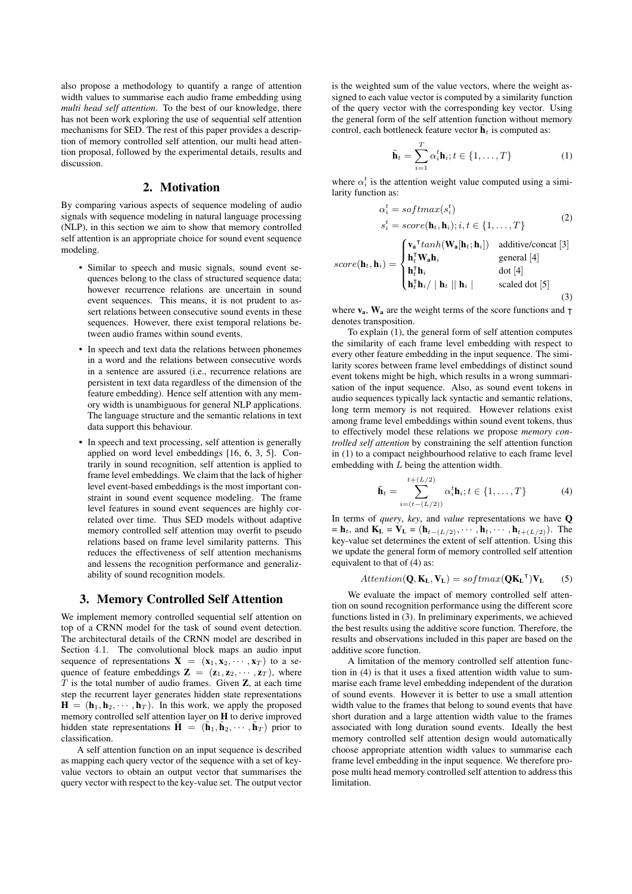also propose a methodology to quantify a range of attention width values to summarise each audio frame embedding using *multi head self attention*. To the best of our knowledge, there has not been work exploring the use of sequential self attention mechanisms for SED. The rest of this paper provides a description of memory controlled self attention, our multi head attention proposal, followed by the experimental details, results and discussion.

## 2. Motivation

By comparing various aspects of sequence modeling of audio signals with sequence modeling in natural language processing (NLP), in this section we aim to show that memory controlled self attention is an appropriate choice for sound event sequence modeling.

- Similar to speech and music signals, sound event sequences belong to the class of structured sequence data; however recurrence relations are uncertain in sound event sequences. This means, it is not prudent to assert relations between consecutive sound events in these sequences. However, there exist temporal relations between audio frames within sound events.
- In speech and text data the relations between phonemes in a word and the relations between consecutive words in a sentence are assured (i.e., recurrence relations are persistent in text data regardless of the dimension of the feature embedding). Hence self attention with any memory width is unambiguous for general NLP applications. The language structure and the semantic relations in text data support this behaviour.
- In speech and text processing, self attention is generally applied on word level embeddings [16, 6, 3, 5]. Contrarily in sound recognition, self attention is applied to frame level embeddings. We claim that the lack of higher level event-based embeddings is the most important constraint in sound event sequence modeling. The frame level features in sound event sequences are highly correlated over time. Thus SED models without adaptive memory controlled self attention may overfit to pseudo relations based on frame level similarity patterns. This reduces the effectiveness of self attention mechanisms and lessens the recognition performance and generalizability of sound recognition models.

## 3. Memory Controlled Self Attention

We implement memory controlled sequential self attention on top of a CRNN model for the task of sound event detection. The architectural details of the CRNN model are described in Section 4.1. The convolutional block maps an audio input sequence of representations $\mathbf{X} = (\mathbf{x}_1, \mathbf{x}_2, \cdots, \mathbf{x}_T)$ to a sequence of feature embeddings $\mathbf{Z} = (\mathbf{z}_1, \mathbf{z}_2, \cdots, \mathbf{z}_T)$, where $T$ is the total number of audio frames. Given $\mathbf{Z}$, at each time step the recurrent layer generates hidden state representations $\mathbf{H} = (\mathbf{h}_1, \mathbf{h}_2, \cdots, \mathbf{h}_T)$. In this work, we apply the proposed memory controlled self attention layer on $\mathbf{H}$ to derive improved hidden state representations $\tilde{\mathbf{H}} = (\tilde{\mathbf{h}}_1, \tilde{\mathbf{h}}_2, \cdots, \tilde{\mathbf{h}}_T)$ prior to classification.

A self attention function on an input sequence is described as mapping each query vector of the sequence with a set of key-value vectors to obtain an output vector that summarises the query vector with respect to the key-value set. The output vector is the weighted sum of the value vectors, where the weight assigned to each value vector is computed by a similarity function of the query vector with the corresponding key vector. Using the general form of the self attention function without memory control, each bottleneck feature vector $\tilde{\mathbf{h}}_t$ is computed as:

$$\tilde{\mathbf{h}}_t = \sum_{i=1}^{T} \alpha_i^t \mathbf{h}_i; t \in \{1, \ldots, T\} \tag{1}$$

where $\alpha_i^t$ is the attention weight value computed using a similarity function as:

$$\begin{aligned} \alpha_i^t &= softmax(s_i^t) \\ s_i^t &= score(\mathbf{h}_t, \mathbf{h}_i); i, t \in \{1, \ldots, T\} \end{aligned} \tag{2}$$

$$score(\mathbf{h}_t, \mathbf{h}_i) = \begin{cases} \mathbf{v_a}^\intercal tanh(\mathbf{W_a}[\mathbf{h}_t; \mathbf{h}_i]) & \text{additive/concat [3]} \\ \mathbf{h}_t^\intercal \mathbf{W_a} \mathbf{h}_i & \text{general [4]} \\ \mathbf{h}_t^\intercal \mathbf{h}_i & \text{dot [4]} \\ \mathbf{h}_t^\intercal \mathbf{h}_i / \mid \mathbf{h}_t \mid\mid \mathbf{h}_i \mid & \text{scaled dot [5]} \end{cases} \tag{3}$$

where $\mathbf{v_a}$, $\mathbf{W_a}$ are the weight terms of the score functions and $\intercal$ denotes transposition.

To explain (1), the general form of self attention computes the similarity of each frame level embedding with respect to every other feature embedding in the input sequence. The similarity scores between frame level embeddings of distinct sound event tokens might be high, which results in a wrong summarisation of the input sequence. Also, as sound event tokens in audio sequences typically lack syntactic and semantic relations, long term memory is not required. However relations exist among frame level embeddings within sound event tokens, thus to effectively model these relations we propose *memory controlled self attention* by constraining the self attention function in (1) to a compact neighbourhood relative to each frame level embedding with $L$ being the attention width.

$$\tilde{\mathbf{h}}_t = \sum_{i=(t-(L/2))}^{t+(L/2)} \alpha_i^t \mathbf{h}_i; t \in \{1, \ldots, T\} \tag{4}$$

In terms of *query*, *key*, and *value* representations we have $\mathbf{Q} = \mathbf{h}_t$, and $\mathbf{K_L} = \mathbf{V_L} = (\mathbf{h}_{t-(L/2)}, \cdots, \mathbf{h}_t, \cdots, \mathbf{h}_{t+(L/2)})$. The key-value set determines the extent of self attention. Using this we update the general form of memory controlled self attention equivalent to that of (4) as:

$$Attention(\mathbf{Q}, \mathbf{K_L}, \mathbf{V_L}) = softmax(\mathbf{Q}\mathbf{K_L}^\intercal)\mathbf{V_L} \tag{5}$$

We evaluate the impact of memory controlled self attention on sound recognition performance using the different score functions listed in (3). In preliminary experiments, we achieved the best results using the additive score function. Therefore, the results and observations included in this paper are based on the additive score function.

A limitation of the memory controlled self attention function in (4) is that it uses a fixed attention width value to summarise each frame level embedding independent of the duration of sound events. However it is better to use a small attention width value to the frames that belong to sound events that have short duration and a large attention width value to the frames associated with long duration sound events. Ideally the best memory controlled self attention design would automatically choose appropriate attention width values to summarise each frame level embedding in the input sequence. We therefore propose multi head memory controlled self attention to address this limitation.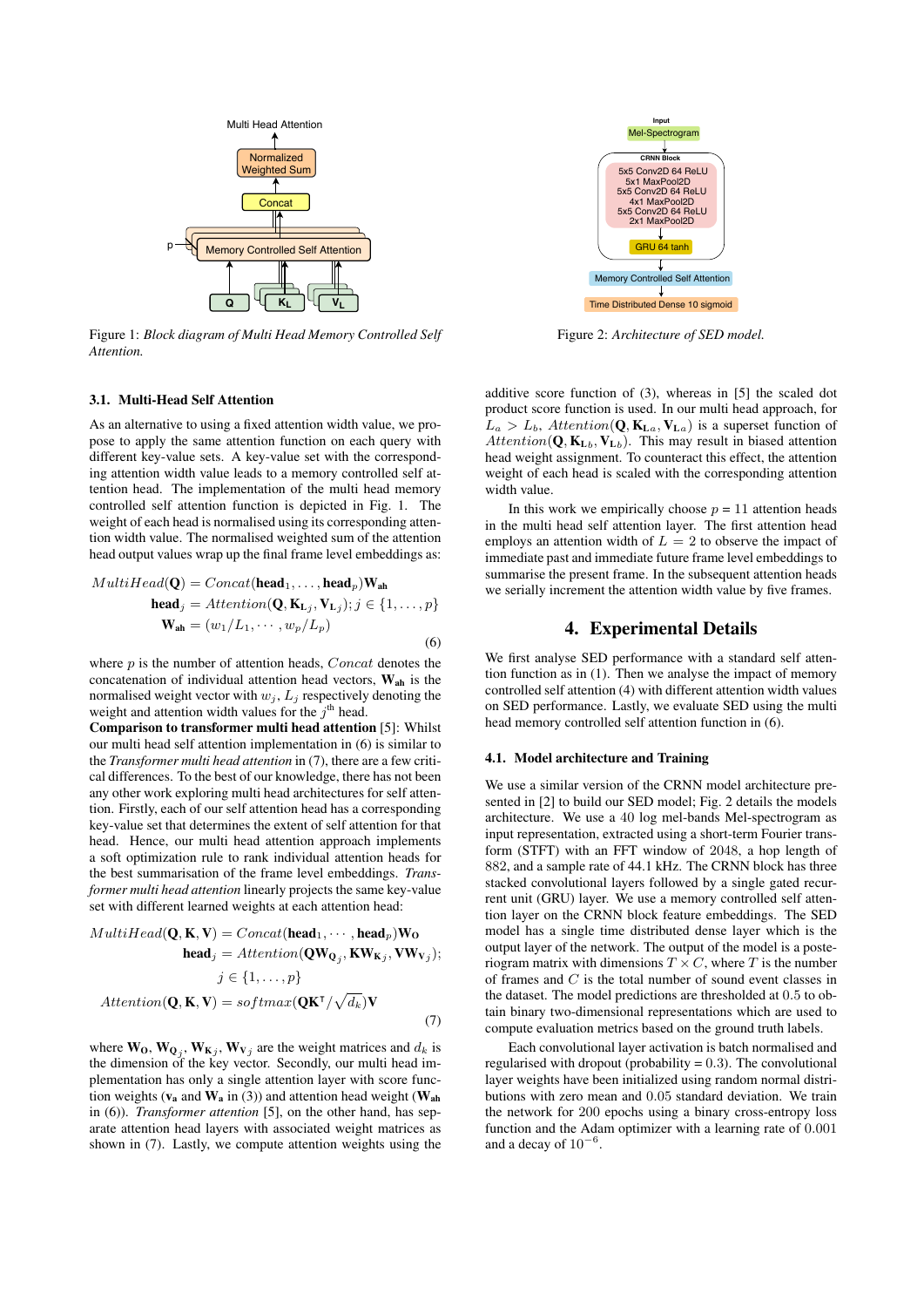Multi Head Attention

Normalized Weighted Sum

Concat

p

Memory Controlled Self Attention

Q

$K_L$

$V_L$

Figure 1: *Block diagram of Multi Head Memory Controlled Self Attention.*

Input

Mel-Spectrogram

CRNN Block

5x5 Conv2D 64 ReLU

5x1 MaxPool2D

5x5 Conv2D 64 ReLU

4x1 MaxPool2D

5x5 Conv2D 64 ReLU

2x1 MaxPool2D

GRU 64 tanh

Memory Controlled Self Attention

Time Distributed Dense 10 sigmoid

Figure 2: *Architecture of SED model.*

### 3.1. Multi-Head Self Attention

As an alternative to using a fixed attention width value, we propose to apply the same attention function on each query with different key-value sets. A key-value set with the corresponding attention width value leads to a memory controlled self attention head. The implementation of the multi head memory controlled self attention function is depicted in Fig. 1. The weight of each head is normalised using its corresponding attention width value. The normalised weighted sum of the attention head output values wrap up the final frame level embeddings as:

$$
\begin{aligned}
MultiHead(\mathbf{Q}) &= Concat(\mathbf{head}_1, \ldots, \mathbf{head}_p)\mathbf{W_{ah}} \\
\mathbf{head}_j &= Attention(\mathbf{Q}, \mathbf{K_{L}}_j, \mathbf{V_{L}}_j); j \in \{1, \ldots, p\} \\
\mathbf{W_{ah}} &= (w_1/L_1, \cdots, w_p/L_p)
\end{aligned}
\tag{6}
$$

where $p$ is the number of attention heads, $Concat$ denotes the concatenation of individual attention head vectors, $\mathbf{W_{ah}}$ is the normalised weight vector with $w_j$, $L_j$ respectively denoting the weight and attention width values for the $j^{\text{th}}$ head.

**Comparison to transformer multi head attention** [5]: Whilst our multi head self attention implementation in (6) is similar to the *Transformer multi head attention* in (7), there are a few critical differences. To the best of our knowledge, there has not been any other work exploring multi head architectures for self attention. Firstly, each of our self attention head has a corresponding key-value set that determines the extent of self attention for that head. Hence, our multi head attention approach implements a soft optimization rule to rank individual attention heads for the best summarisation of the frame level embeddings. *Transformer multi head attention* linearly projects the same key-value set with different learned weights at each attention head:

$$
\begin{aligned}
MultiHead(\mathbf{Q}, \mathbf{K}, \mathbf{V}) &= Concat(\mathbf{head}_1, \cdots, \mathbf{head}_p)\mathbf{W_O} \\
\mathbf{head}_j &= Attention(\mathbf{Q}\mathbf{W_{Q}}_j, \mathbf{K}\mathbf{W_{K}}_j, \mathbf{V}\mathbf{W_{V}}_j); \\
& \quad j \in \{1, \ldots, p\} \\
Attention(\mathbf{Q}, \mathbf{K}, \mathbf{V}) &= softmax(\mathbf{Q}\mathbf{K}^\intercal/\sqrt{d_k})\mathbf{V}
\end{aligned}
\tag{7}
$$

where $\mathbf{W_O}$, $\mathbf{W_{Q}}_j$, $\mathbf{W_{K}}_j$, $\mathbf{W_{V}}_j$ are the weight matrices and $d_k$ is the dimension of the key vector. Secondly, our multi head implementation has only a single attention layer with score function weights ($\mathbf{v_a}$ and $\mathbf{W_a}$ in (3)) and attention head weight ($\mathbf{W_{ah}}$ in (6)). *Transformer attention* [5], on the other hand, has separate attention head layers with associated weight matrices as shown in (7). Lastly, we compute attention weights using the additive score function of (3), whereas in [5] the scaled dot product score function is used. In our multi head approach, for $L_a > L_b$, $Attention(\mathbf{Q}, \mathbf{K_{L}}_a, \mathbf{V_{L}}_a)$ is a superset function of $Attention(\mathbf{Q}, \mathbf{K_{L}}_b, \mathbf{V_{L}}_b)$. This may result in biased attention head weight assignment. To counteract this effect, the attention weight of each head is scaled with the corresponding attention width value.

In this work we empirically choose $p = 11$ attention heads in the multi head self attention layer. The first attention head employs an attention width of $L = 2$ to observe the impact of immediate past and immediate future frame level embeddings to summarise the present frame. In the subsequent attention heads we serially increment the attention width value by five frames.

## 4. Experimental Details

We first analyse SED performance with a standard self attention function as in (1). Then we analyse the impact of memory controlled self attention (4) with different attention width values on SED performance. Lastly, we evaluate SED using the multi head memory controlled self attention function in (6).

### 4.1. Model architecture and Training

We use a similar version of the CRNN model architecture presented in [2] to build our SED model; Fig. 2 details the models architecture. We use a 40 log mel-bands Mel-spectrogram as input representation, extracted using a short-term Fourier transform (STFT) with an FFT window of 2048, a hop length of 882, and a sample rate of 44.1 kHz. The CRNN block has three stacked convolutional layers followed by a single gated recurrent unit (GRU) layer. We use a memory controlled self attention layer on the CRNN block feature embeddings. The SED model has a single time distributed dense layer which is the output layer of the network. The output of the model is a posteriogram matrix with dimensions $T \times C$, where $T$ is the number of frames and $C$ is the total number of sound event classes in the dataset. The model predictions are thresholded at 0.5 to obtain binary two-dimensional representations which are used to compute evaluation metrics based on the ground truth labels.

Each convolutional layer activation is batch normalised and regularised with dropout (probability = 0.3). The convolutional layer weights have been initialized using random normal distributions with zero mean and 0.05 standard deviation. We train the network for 200 epochs using a binary cross-entropy loss function and the Adam optimizer with a learning rate of 0.001 and a decay of $10^{-6}$.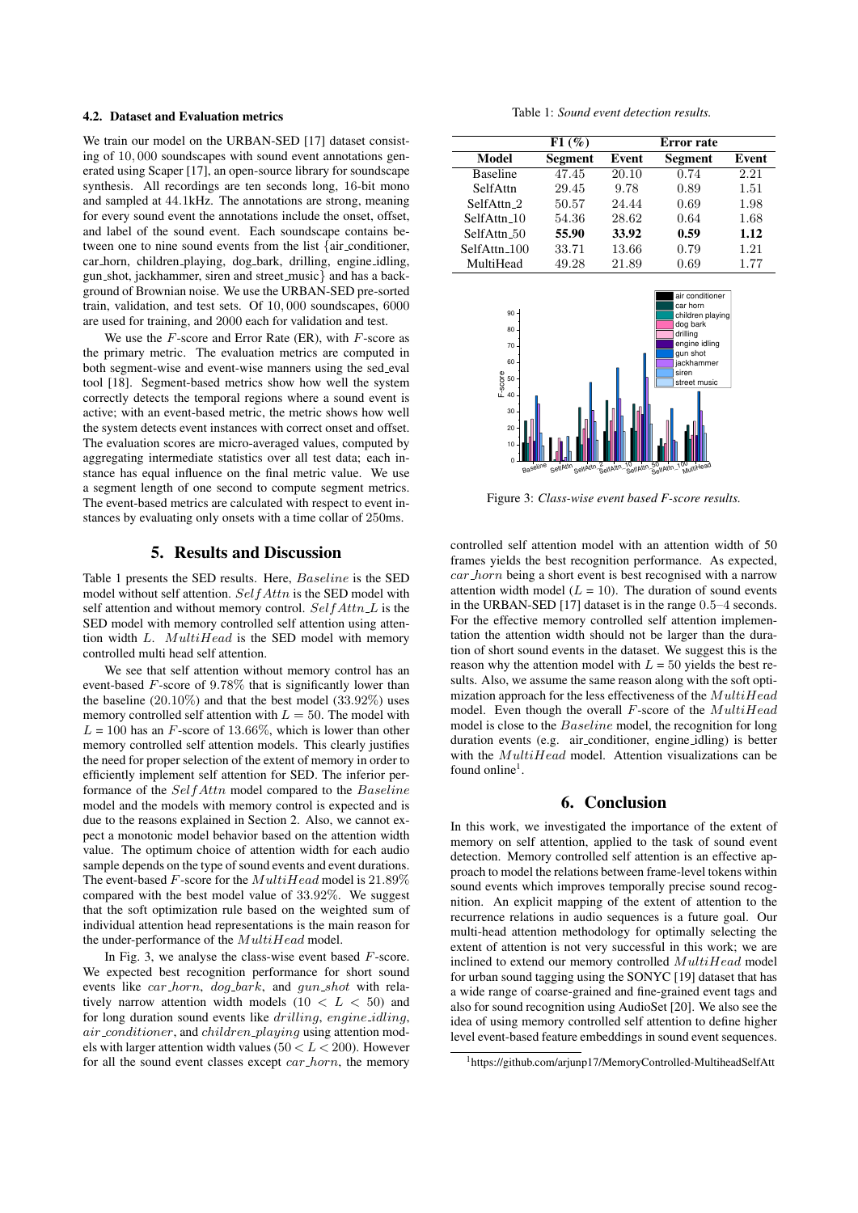### 4.2. Dataset and Evaluation metrics

We train our model on the URBAN-SED [17] dataset consisting of 10,000 soundscapes with sound event annotations generated using Scaper [17], an open-source library for soundscape synthesis. All recordings are ten seconds long, 16-bit mono and sampled at 44.1kHz. The annotations are strong, meaning for every sound event the annotations include the onset, offset, and label of the sound event. Each soundscape contains between one to nine sound events from the list {air_conditioner, car_horn, children_playing, dog_bark, drilling, engine_idling, gun_shot, jackhammer, siren and street_music} and has a background of Brownian noise. We use the URBAN-SED pre-sorted train, validation, and test sets. Of 10,000 soundscapes, 6000 are used for training, and 2000 each for validation and test.

We use the $F$-score and Error Rate (ER), with $F$-score as the primary metric. The evaluation metrics are computed in both segment-wise and event-wise manners using the sed_eval tool [18]. Segment-based metrics show how well the system correctly detects the temporal regions where a sound event is active; with an event-based metric, the metric shows how well the system detects event instances with correct onset and offset. The evaluation scores are micro-averaged values, computed by aggregating intermediate statistics over all test data; each instance has equal influence on the final metric value. We use a segment length of one second to compute segment metrics. The event-based metrics are calculated with respect to event instances by evaluating only onsets with a time collar of 250ms.

## 5. Results and Discussion

Table 1 presents the SED results. Here, *Baseline* is the SED model without self attention. *SelfAttn* is the SED model with self attention and without memory control. *SelfAttn_L* is the SED model with memory controlled self attention using attention width $L$. *MultiHead* is the SED model with memory controlled multi head self attention.

We see that self attention without memory control has an event-based $F$-score of 9.78% that is significantly lower than the baseline (20.10%) and that the best model (33.92%) uses memory controlled self attention with $L = 50$. The model with $L = 100$ has an $F$-score of 13.66%, which is lower than other memory controlled self attention models. This clearly justifies the need for proper selection of the extent of memory in order to efficiently implement self attention for SED. The inferior performance of the *SelfAttn* model compared to the *Baseline* model and the models with memory control is expected and is due to the reasons explained in Section 2. Also, we cannot expect a monotonic model behavior based on the attention width value. The optimum choice of attention width for each audio sample depends on the type of sound events and event durations. The event-based $F$-score for the *MultiHead* model is 21.89% compared with the best model value of 33.92%. We suggest that the soft optimization rule based on the weighted sum of individual attention head representations is the main reason for the under-performance of the *MultiHead* model.

In Fig. 3, we analyse the class-wise event based $F$-score. We expected best recognition performance for short sound events like *car_horn*, *dog_bark*, and *gun_shot* with relatively narrow attention width models ($10 < L < 50$) and for long duration sound events like *drilling*, *engine_idling*, *air_conditioner*, and *children_playing* using attention models with larger attention width values ($50 < L < 200$). However for all the sound event classes except *car_horn*, the memory

Table 1: *Sound event detection results.*

| | F1 (%) | | Error rate | |
|---|---|---|---|---|
| **Model** | **Segment** | **Event** | **Segment** | **Event** |
| Baseline | 47.45 | 20.10 | 0.74 | 2.21 |
| SelfAttn | 29.45 | 9.78 | 0.89 | 1.51 |
| SelfAttn_2 | 50.57 | 24.44 | 0.69 | 1.98 |
| SelfAttn_10 | 54.36 | 28.62 | 0.64 | 1.68 |
| SelfAttn_50 | **55.90** | **33.92** | **0.59** | **1.12** |
| SelfAttn_100 | 33.71 | 13.66 | 0.79 | 1.21 |
| MultiHead | 49.28 | 21.89 | 0.69 | 1.77 |

F-score
0 10 20 30 40 50 60 70 80 90
Baseline SelfAttn SelfAttn_2 SelfAttn_10 SelfAttn_50 SelfAttn_100 MultiHead
air conditioner
car horn
children playing
dog bark
drilling
engine idling
gun shot
jackhammer
siren
street music

Figure 3: *Class-wise event based F-score results.*

controlled self attention model with an attention width of 50 frames yields the best recognition performance. As expected, *car_horn* being a short event is best recognised with a narrow attention width model ($L$ = 10). The duration of sound events in the URBAN-SED [17] dataset is in the range 0.5–4 seconds. For the effective memory controlled self attention implementation the attention width should not be larger than the duration of short sound events in the dataset. We suggest this is the reason why the attention model with $L = 50$ yields the best results. Also, we assume the same reason along with the soft optimization approach for the less effectiveness of the *MultiHead* model. Even though the overall $F$-score of the *MultiHead* model is close to the *Baseline* model, the recognition for long duration events (e.g. air_conditioner, engine_idling) is better with the *MultiHead* model. Attention visualizations can be found online[1].

## 6. Conclusion

In this work, we investigated the importance of the extent of memory on self attention, applied to the task of sound event detection. Memory controlled self attention is an effective approach to model the relations between frame-level tokens within sound events which improves temporally precise sound recognition. An explicit mapping of the extent of attention to the recurrence relations in audio sequences is a future goal. Our multi-head attention methodology for optimally selecting the extent of attention is not very successful in this work; we are inclined to extend our memory controlled *MultiHead* model for urban sound tagging using the SONYC [19] dataset that has a wide range of coarse-grained and fine-grained event tags and also for sound recognition using AudioSet [20]. We also see the idea of using memory controlled self attention to define higher level event-based feature embeddings in sound event sequences.

[1] https://github.com/arjunp17/MemoryControlled-MultiheadSelfAtt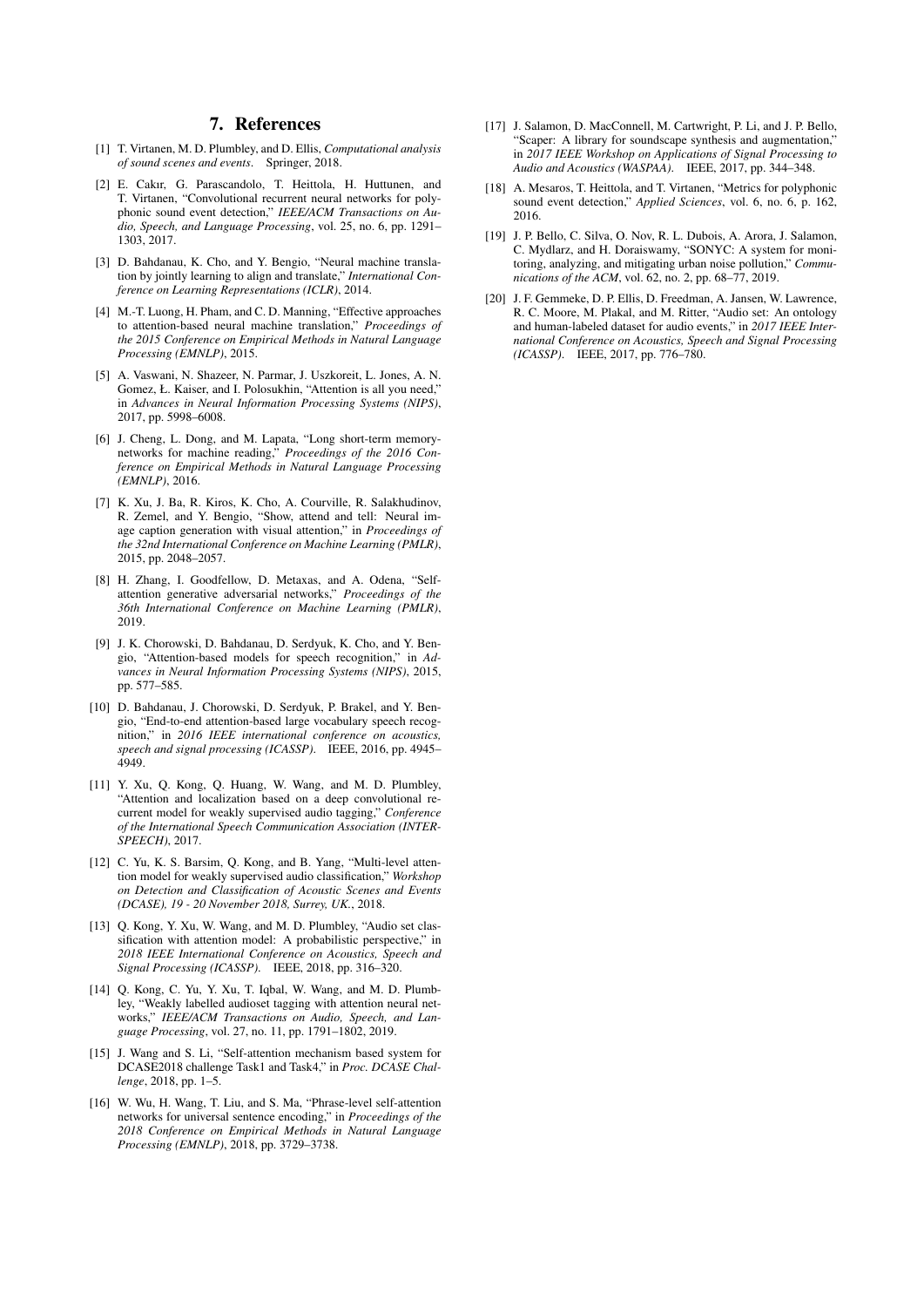## 7. References

[1] T. Virtanen, M. D. Plumbley, and D. Ellis, *Computational analysis of sound scenes and events*. Springer, 2018.

[2] E. Cakır, G. Parascandolo, T. Heittola, H. Huttunen, and T. Virtanen, "Convolutional recurrent neural networks for polyphonic sound event detection," *IEEE/ACM Transactions on Audio, Speech, and Language Processing*, vol. 25, no. 6, pp. 1291–1303, 2017.

[3] D. Bahdanau, K. Cho, and Y. Bengio, "Neural machine translation by jointly learning to align and translate," *International Conference on Learning Representations (ICLR)*, 2014.

[4] M.-T. Luong, H. Pham, and C. D. Manning, "Effective approaches to attention-based neural machine translation," *Proceedings of the 2015 Conference on Empirical Methods in Natural Language Processing (EMNLP)*, 2015.

[5] A. Vaswani, N. Shazeer, N. Parmar, J. Uszkoreit, L. Jones, A. N. Gomez, Ł. Kaiser, and I. Polosukhin, "Attention is all you need," in *Advances in Neural Information Processing Systems (NIPS)*, 2017, pp. 5998–6008.

[6] J. Cheng, L. Dong, and M. Lapata, "Long short-term memory-networks for machine reading," *Proceedings of the 2016 Conference on Empirical Methods in Natural Language Processing (EMNLP)*, 2016.

[7] K. Xu, J. Ba, R. Kiros, K. Cho, A. Courville, R. Salakhudinov, R. Zemel, and Y. Bengio, "Show, attend and tell: Neural image caption generation with visual attention," in *Proceedings of the 32nd International Conference on Machine Learning (PMLR)*, 2015, pp. 2048–2057.

[8] H. Zhang, I. Goodfellow, D. Metaxas, and A. Odena, "Self-attention generative adversarial networks," *Proceedings of the 36th International Conference on Machine Learning (PMLR)*, 2019.

[9] J. K. Chorowski, D. Bahdanau, D. Serdyuk, K. Cho, and Y. Bengio, "Attention-based models for speech recognition," in *Advances in Neural Information Processing Systems (NIPS)*, 2015, pp. 577–585.

[10] D. Bahdanau, J. Chorowski, D. Serdyuk, P. Brakel, and Y. Bengio, "End-to-end attention-based large vocabulary speech recognition," in *2016 IEEE international conference on acoustics, speech and signal processing (ICASSP)*. IEEE, 2016, pp. 4945–4949.

[11] Y. Xu, Q. Kong, Q. Huang, W. Wang, and M. D. Plumbley, "Attention and localization based on a deep convolutional recurrent model for weakly supervised audio tagging," *Conference of the International Speech Communication Association (INTERSPEECH)*, 2017.

[12] C. Yu, K. S. Barsim, Q. Kong, and B. Yang, "Multi-level attention model for weakly supervised audio classification," *Workshop on Detection and Classification of Acoustic Scenes and Events (DCASE), 19 - 20 November 2018, Surrey, UK.*, 2018.

[13] Q. Kong, Y. Xu, W. Wang, and M. D. Plumbley, "Audio set classification with attention model: A probabilistic perspective," in *2018 IEEE International Conference on Acoustics, Speech and Signal Processing (ICASSP)*. IEEE, 2018, pp. 316–320.

[14] Q. Kong, C. Yu, Y. Xu, T. Iqbal, W. Wang, and M. D. Plumbley, "Weakly labelled audioset tagging with attention neural networks," *IEEE/ACM Transactions on Audio, Speech, and Language Processing*, vol. 27, no. 11, pp. 1791–1802, 2019.

[15] J. Wang and S. Li, "Self-attention mechanism based system for DCASE2018 challenge Task1 and Task4," in *Proc. DCASE Challenge*, 2018, pp. 1–5.

[16] W. Wu, H. Wang, T. Liu, and S. Ma, "Phrase-level self-attention networks for universal sentence encoding," in *Proceedings of the 2018 Conference on Empirical Methods in Natural Language Processing (EMNLP)*, 2018, pp. 3729–3738.

[17] J. Salamon, D. MacConnell, M. Cartwright, P. Li, and J. P. Bello, "Scaper: A library for soundscape synthesis and augmentation," in *2017 IEEE Workshop on Applications of Signal Processing to Audio and Acoustics (WASPAA)*. IEEE, 2017, pp. 344–348.

[18] A. Mesaros, T. Heittola, and T. Virtanen, "Metrics for polyphonic sound event detection," *Applied Sciences*, vol. 6, no. 6, p. 162, 2016.

[19] J. P. Bello, C. Silva, O. Nov, R. L. Dubois, A. Arora, J. Salamon, C. Mydlarz, and H. Doraiswamy, "SONYC: A system for monitoring, analyzing, and mitigating urban noise pollution," *Communications of the ACM*, vol. 62, no. 2, pp. 68–77, 2019.

[20] J. F. Gemmeke, D. P. Ellis, D. Freedman, A. Jansen, W. Lawrence, R. C. Moore, M. Plakal, and M. Ritter, "Audio set: An ontology and human-labeled dataset for audio events," in *2017 IEEE International Conference on Acoustics, Speech and Signal Processing (ICASSP)*. IEEE, 2017, pp. 776–780.